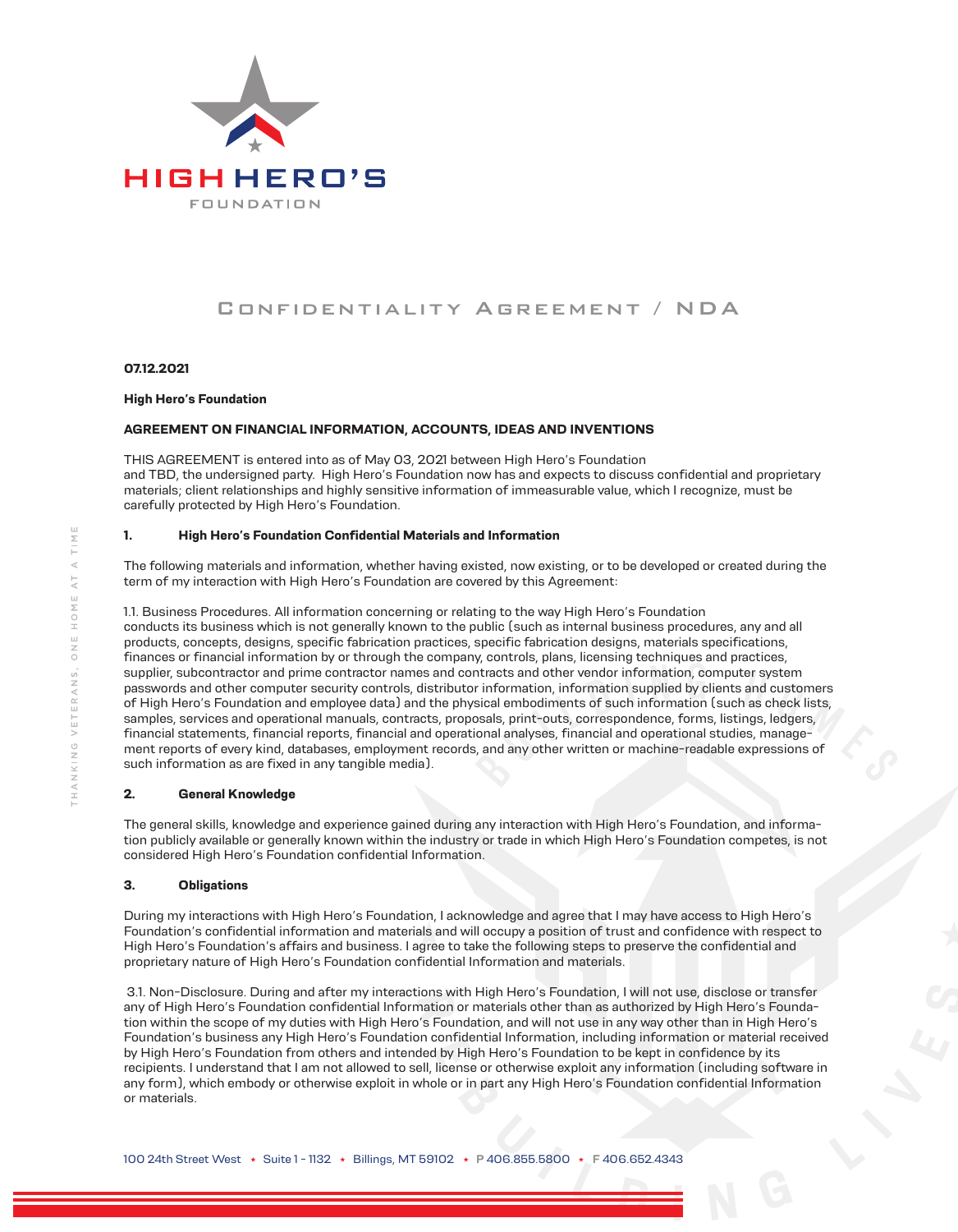HIGH HERO'S
FOUNDATION

# Confidentiality Agreement / NDA

**07.12.2021**

**High Hero's Foundation**

**AGREEMENT ON FINANCIAL INFORMATION, ACCOUNTS, IDEAS AND INVENTIONS**

THIS AGREEMENT is entered into as of May 03, 2021 between High Hero's Foundation and TBD, the undersigned party. High Hero's Foundation now has and expects to discuss confidential and proprietary materials; client relationships and highly sensitive information of immeasurable value, which I recognize, must be carefully protected by High Hero's Foundation.

## 1. High Hero's Foundation Confidential Materials and Information

The following materials and information, whether having existed, now existing, or to be developed or created during the term of my interaction with High Hero's Foundation are covered by this Agreement:

1.1. Business Procedures. All information concerning or relating to the way High Hero's Foundation conducts its business which is not generally known to the public (such as internal business procedures, any and all products, concepts, designs, specific fabrication practices, specific fabrication designs, materials specifications, finances or financial information by or through the company, controls, plans, licensing techniques and practices, supplier, subcontractor and prime contractor names and contracts and other vendor information, computer system passwords and other computer security controls, distributor information, information supplied by clients and customers of High Hero's Foundation and employee data) and the physical embodiments of such information (such as check lists, samples, services and operational manuals, contracts, proposals, print-outs, correspondence, forms, listings, ledgers, financial statements, financial reports, financial and operational analyses, financial and operational studies, management reports of every kind, databases, employment records, and any other written or machine-readable expressions of such information as are fixed in any tangible media).

## 2. General Knowledge

The general skills, knowledge and experience gained during any interaction with High Hero's Foundation, and information publicly available or generally known within the industry or trade in which High Hero's Foundation competes, is not considered High Hero's Foundation confidential Information.

## 3. Obligations

During my interactions with High Hero's Foundation, I acknowledge and agree that I may have access to High Hero's Foundation's confidential information and materials and will occupy a position of trust and confidence with respect to High Hero's Foundation's affairs and business. I agree to take the following steps to preserve the confidential and proprietary nature of High Hero's Foundation confidential Information and materials.

3.1. Non-Disclosure. During and after my interactions with High Hero's Foundation, I will not use, disclose or transfer any of High Hero's Foundation confidential Information or materials other than as authorized by High Hero's Foundation within the scope of my duties with High Hero's Foundation, and will not use in any way other than in High Hero's Foundation's business any High Hero's Foundation confidential Information, including information or material received by High Hero's Foundation from others and intended by High Hero's Foundation to be kept in confidence by its recipients. I understand that I am not allowed to sell, license or otherwise exploit any information (including software in any form), which embody or otherwise exploit in whole or in part any High Hero's Foundation confidential Information or materials.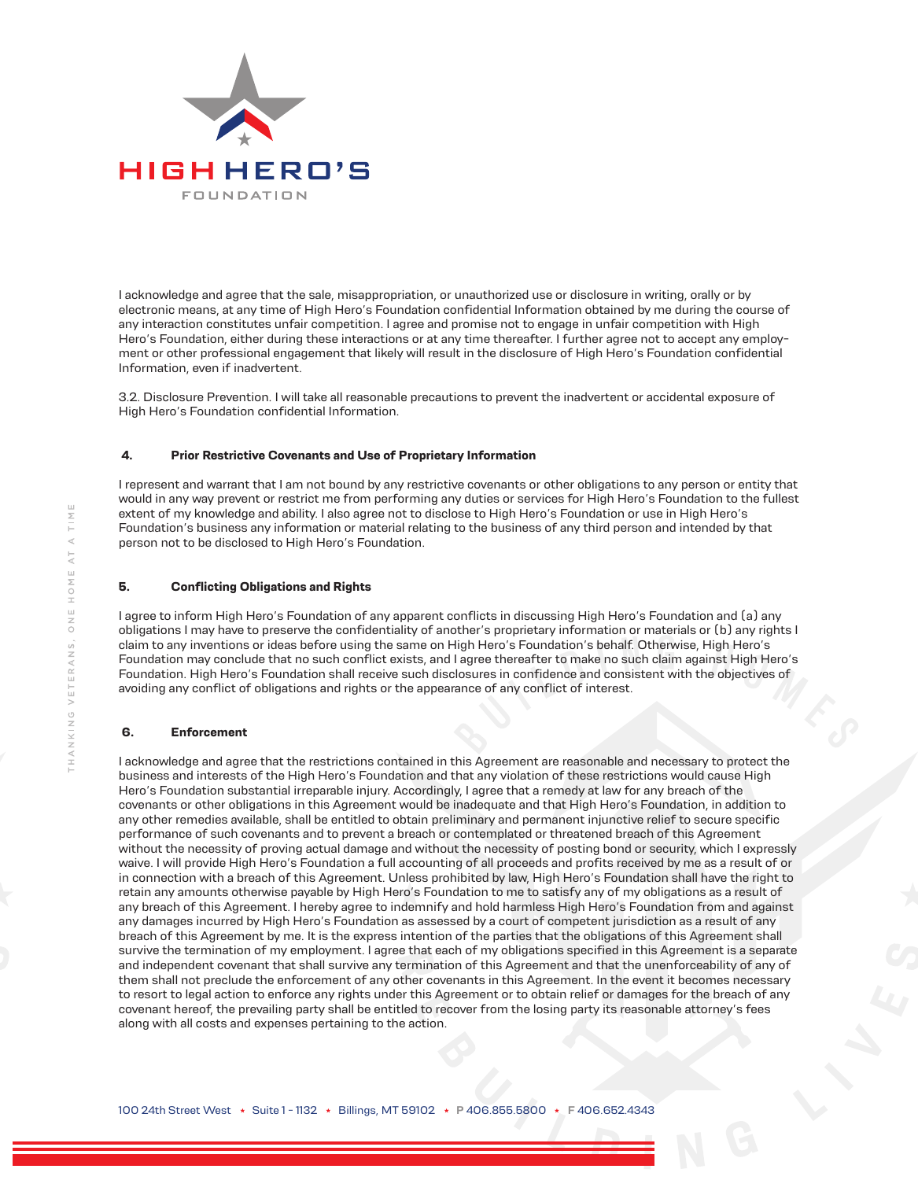I acknowledge and agree that the sale, misappropriation, or unauthorized use or disclosure in writing, orally or by electronic means, at any time of High Hero's Foundation confidential Information obtained by me during the course of any interaction constitutes unfair competition. I agree and promise not to engage in unfair competition with High Hero's Foundation, either during these interactions or at any time thereafter. I further agree not to accept any employment or other professional engagement that likely will result in the disclosure of High Hero's Foundation confidential Information, even if inadvertent.

3.2. Disclosure Prevention. I will take all reasonable precautions to prevent the inadvertent or accidental exposure of High Hero's Foundation confidential Information.

### 4. Prior Restrictive Covenants and Use of Proprietary Information

I represent and warrant that I am not bound by any restrictive covenants or other obligations to any person or entity that would in any way prevent or restrict me from performing any duties or services for High Hero's Foundation to the fullest extent of my knowledge and ability. I also agree not to disclose to High Hero's Foundation or use in High Hero's Foundation's business any information or material relating to the business of any third person and intended by that person not to be disclosed to High Hero's Foundation.

### 5. Conflicting Obligations and Rights

I agree to inform High Hero's Foundation of any apparent conflicts in discussing High Hero's Foundation and (a) any obligations I may have to preserve the confidentiality of another's proprietary information or materials or (b) any rights I claim to any inventions or ideas before using the same on High Hero's Foundation's behalf. Otherwise, High Hero's Foundation may conclude that no such conflict exists, and I agree thereafter to make no such claim against High Hero's Foundation. High Hero's Foundation shall receive such disclosures in confidence and consistent with the objectives of avoiding any conflict of obligations and rights or the appearance of any conflict of interest.

### 6. Enforcement

I acknowledge and agree that the restrictions contained in this Agreement are reasonable and necessary to protect the business and interests of the High Hero's Foundation and that any violation of these restrictions would cause High Hero's Foundation substantial irreparable injury. Accordingly, I agree that a remedy at law for any breach of the covenants or other obligations in this Agreement would be inadequate and that High Hero's Foundation, in addition to any other remedies available, shall be entitled to obtain preliminary and permanent injunctive relief to secure specific performance of such covenants and to prevent a breach or contemplated or threatened breach of this Agreement without the necessity of proving actual damage and without the necessity of posting bond or security, which I expressly waive. I will provide High Hero's Foundation a full accounting of all proceeds and profits received by me as a result of or in connection with a breach of this Agreement. Unless prohibited by law, High Hero's Foundation shall have the right to retain any amounts otherwise payable by High Hero's Foundation to me to satisfy any of my obligations as a result of any breach of this Agreement. I hereby agree to indemnify and hold harmless High Hero's Foundation from and against any damages incurred by High Hero's Foundation as assessed by a court of competent jurisdiction as a result of any breach of this Agreement by me. It is the express intention of the parties that the obligations of this Agreement shall survive the termination of my employment. I agree that each of my obligations specified in this Agreement is a separate and independent covenant that shall survive any termination of this Agreement and that the unenforceability of any of them shall not preclude the enforcement of any other covenants in this Agreement. In the event it becomes necessary to resort to legal action to enforce any rights under this Agreement or to obtain relief or damages for the breach of any covenant hereof, the prevailing party shall be entitled to recover from the losing party its reasonable attorney's fees along with all costs and expenses pertaining to the action.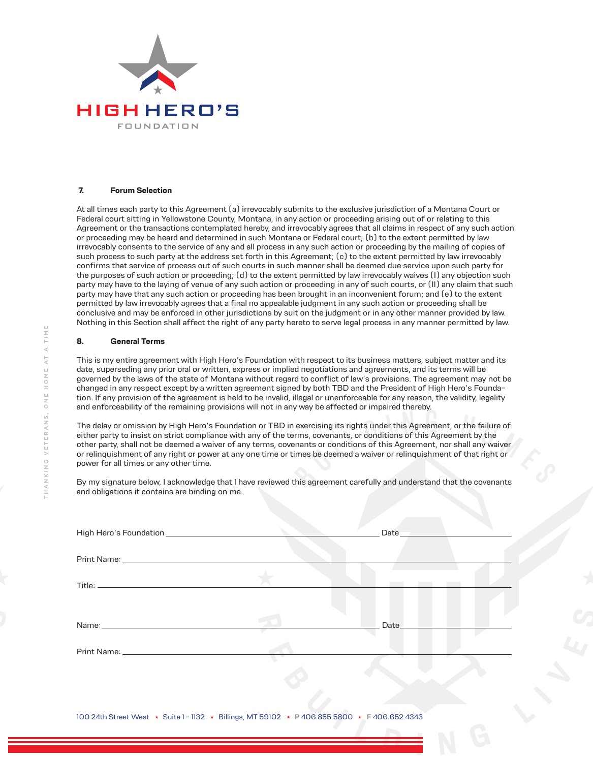### 7. Forum Selection

At all times each party to this Agreement (a) irrevocably submits to the exclusive jurisdiction of a Montana Court or Federal court sitting in Yellowstone County, Montana, in any action or proceeding arising out of or relating to this Agreement or the transactions contemplated hereby, and irrevocably agrees that all claims in respect of any such action or proceeding may be heard and determined in such Montana or Federal court; (b) to the extent permitted by law irrevocably consents to the service of any and all process in any such action or proceeding by the mailing of copies of such process to such party at the address set forth in this Agreement; (c) to the extent permitted by law irrevocably confirms that service of process out of such courts in such manner shall be deemed due service upon such party for the purposes of such action or proceeding; (d) to the extent permitted by law irrevocably waives (I) any objection such party may have to the laying of venue of any such action or proceeding in any of such courts, or (II) any claim that such party may have that any such action or proceeding has been brought in an inconvenient forum; and (e) to the extent permitted by law irrevocably agrees that a final no appealable judgment in any such action or proceeding shall be conclusive and may be enforced in other jurisdictions by suit on the judgment or in any other manner provided by law. Nothing in this Section shall affect the right of any party hereto to serve legal process in any manner permitted by law.

### 8. General Terms

This is my entire agreement with High Hero's Foundation with respect to its business matters, subject matter and its date, superseding any prior oral or written, express or implied negotiations and agreements, and its terms will be governed by the laws of the state of Montana without regard to conflict of law's provisions. The agreement may not be changed in any respect except by a written agreement signed by both TBD and the President of High Hero's Foundation. If any provision of the agreement is held to be invalid, illegal or unenforceable for any reason, the validity, legality and enforceability of the remaining provisions will not in any way be affected or impaired thereby.

The delay or omission by High Hero's Foundation or TBD in exercising its rights under this Agreement, or the failure of either party to insist on strict compliance with any of the terms, covenants, or conditions of this Agreement by the other party, shall not be deemed a waiver of any terms, covenants or conditions of this Agreement, nor shall any waiver or relinquishment of any right or power at any one time or times be deemed a waiver or relinquishment of that right or power for all times or any other time.

By my signature below, I acknowledge that I have reviewed this agreement carefully and understand that the covenants and obligations it contains are binding on me.

High Hero's Foundation ______________________________ Date ______________

Print Name: ______________________________

Title: ______________________________

Name: ______________________________ Date ______________

Print Name: ______________________________